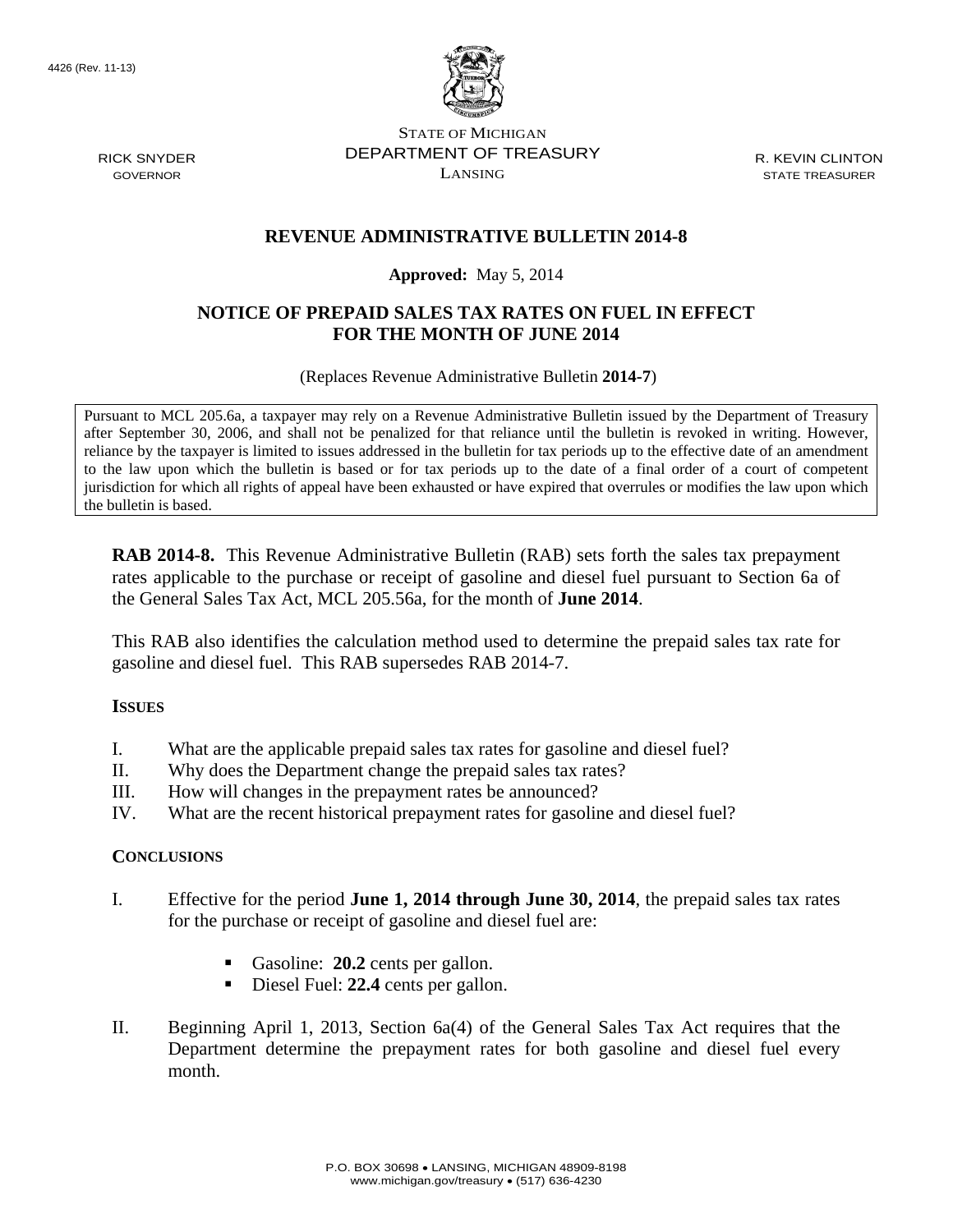4426 (Rev. 11-13)

STATE OF MICHIGAN
DEPARTMENT OF TREASURY
LANSING

RICK SNYDER
GOVERNOR

R. KEVIN CLINTON
STATE TREASURER

# REVENUE ADMINISTRATIVE BULLETIN 2014-8

**Approved:** May 5, 2014

## NOTICE OF PREPAID SALES TAX RATES ON FUEL IN EFFECT FOR THE MONTH OF JUNE 2014

(Replaces Revenue Administrative Bulletin **2014-7**)

Pursuant to MCL 205.6a, a taxpayer may rely on a Revenue Administrative Bulletin issued by the Department of Treasury after September 30, 2006, and shall not be penalized for that reliance until the bulletin is revoked in writing. However, reliance by the taxpayer is limited to issues addressed in the bulletin for tax periods up to the effective date of an amendment to the law upon which the bulletin is based or for tax periods up to the date of a final order of a court of competent jurisdiction for which all rights of appeal have been exhausted or have expired that overrules or modifies the law upon which the bulletin is based.

**RAB 2014-8.** This Revenue Administrative Bulletin (RAB) sets forth the sales tax prepayment rates applicable to the purchase or receipt of gasoline and diesel fuel pursuant to Section 6a of the General Sales Tax Act, MCL 205.56a, for the month of **June 2014**.

This RAB also identifies the calculation method used to determine the prepaid sales tax rate for gasoline and diesel fuel. This RAB supersedes RAB 2014-7.

### ISSUES

I. What are the applicable prepaid sales tax rates for gasoline and diesel fuel?
II. Why does the Department change the prepaid sales tax rates?
III. How will changes in the prepayment rates be announced?
IV. What are the recent historical prepayment rates for gasoline and diesel fuel?

### CONCLUSIONS

I. Effective for the period **June 1, 2014 through June 30, 2014**, the prepaid sales tax rates for the purchase or receipt of gasoline and diesel fuel are:

- Gasoline: **20.2** cents per gallon.
- Diesel Fuel: **22.4** cents per gallon.

II. Beginning April 1, 2013, Section 6a(4) of the General Sales Tax Act requires that the Department determine the prepayment rates for both gasoline and diesel fuel every month.

P.O. BOX 30698 • LANSING, MICHIGAN 48909-8198
www.michigan.gov/treasury • (517) 636-4230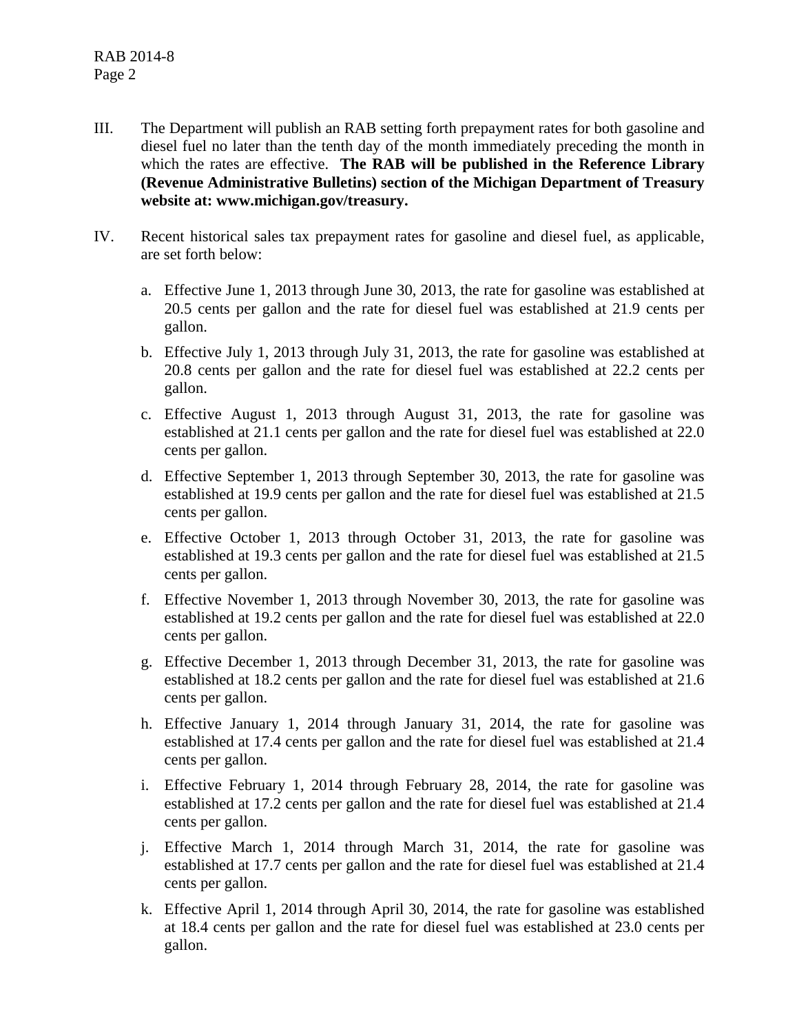III. The Department will publish an RAB setting forth prepayment rates for both gasoline and diesel fuel no later than the tenth day of the month immediately preceding the month in which the rates are effective. **The RAB will be published in the Reference Library (Revenue Administrative Bulletins) section of the Michigan Department of Treasury website at: www.michigan.gov/treasury.**

IV. Recent historical sales tax prepayment rates for gasoline and diesel fuel, as applicable, are set forth below:

   a. Effective June 1, 2013 through June 30, 2013, the rate for gasoline was established at 20.5 cents per gallon and the rate for diesel fuel was established at 21.9 cents per gallon.

   b. Effective July 1, 2013 through July 31, 2013, the rate for gasoline was established at 20.8 cents per gallon and the rate for diesel fuel was established at 22.2 cents per gallon.

   c. Effective August 1, 2013 through August 31, 2013, the rate for gasoline was established at 21.1 cents per gallon and the rate for diesel fuel was established at 22.0 cents per gallon.

   d. Effective September 1, 2013 through September 30, 2013, the rate for gasoline was established at 19.9 cents per gallon and the rate for diesel fuel was established at 21.5 cents per gallon.

   e. Effective October 1, 2013 through October 31, 2013, the rate for gasoline was established at 19.3 cents per gallon and the rate for diesel fuel was established at 21.5 cents per gallon.

   f. Effective November 1, 2013 through November 30, 2013, the rate for gasoline was established at 19.2 cents per gallon and the rate for diesel fuel was established at 22.0 cents per gallon.

   g. Effective December 1, 2013 through December 31, 2013, the rate for gasoline was established at 18.2 cents per gallon and the rate for diesel fuel was established at 21.6 cents per gallon.

   h. Effective January 1, 2014 through January 31, 2014, the rate for gasoline was established at 17.4 cents per gallon and the rate for diesel fuel was established at 21.4 cents per gallon.

   i. Effective February 1, 2014 through February 28, 2014, the rate for gasoline was established at 17.2 cents per gallon and the rate for diesel fuel was established at 21.4 cents per gallon.

   j. Effective March 1, 2014 through March 31, 2014, the rate for gasoline was established at 17.7 cents per gallon and the rate for diesel fuel was established at 21.4 cents per gallon.

   k. Effective April 1, 2014 through April 30, 2014, the rate for gasoline was established at 18.4 cents per gallon and the rate for diesel fuel was established at 23.0 cents per gallon.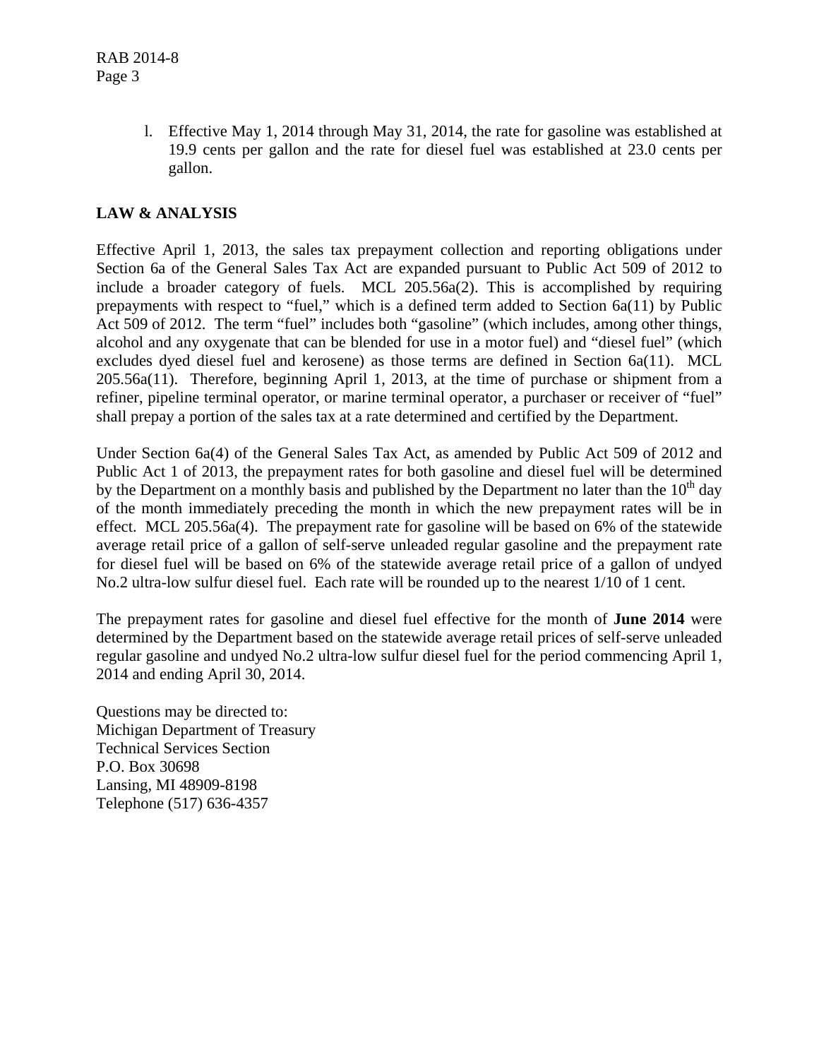l. Effective May 1, 2014 through May 31, 2014, the rate for gasoline was established at 19.9 cents per gallon and the rate for diesel fuel was established at 23.0 cents per gallon.

**LAW & ANALYSIS**

Effective April 1, 2013, the sales tax prepayment collection and reporting obligations under Section 6a of the General Sales Tax Act are expanded pursuant to Public Act 509 of 2012 to include a broader category of fuels. MCL 205.56a(2). This is accomplished by requiring prepayments with respect to "fuel," which is a defined term added to Section 6a(11) by Public Act 509 of 2012. The term "fuel" includes both "gasoline" (which includes, among other things, alcohol and any oxygenate that can be blended for use in a motor fuel) and "diesel fuel" (which excludes dyed diesel fuel and kerosene) as those terms are defined in Section 6a(11). MCL 205.56a(11). Therefore, beginning April 1, 2013, at the time of purchase or shipment from a refiner, pipeline terminal operator, or marine terminal operator, a purchaser or receiver of "fuel" shall prepay a portion of the sales tax at a rate determined and certified by the Department.

Under Section 6a(4) of the General Sales Tax Act, as amended by Public Act 509 of 2012 and Public Act 1 of 2013, the prepayment rates for both gasoline and diesel fuel will be determined by the Department on a monthly basis and published by the Department no later than the 10th day of the month immediately preceding the month in which the new prepayment rates will be in effect. MCL 205.56a(4). The prepayment rate for gasoline will be based on 6% of the statewide average retail price of a gallon of self-serve unleaded regular gasoline and the prepayment rate for diesel fuel will be based on 6% of the statewide average retail price of a gallon of undyed No.2 ultra-low sulfur diesel fuel. Each rate will be rounded up to the nearest 1/10 of 1 cent.

The prepayment rates for gasoline and diesel fuel effective for the month of **June 2014** were determined by the Department based on the statewide average retail prices of self-serve unleaded regular gasoline and undyed No.2 ultra-low sulfur diesel fuel for the period commencing April 1, 2014 and ending April 30, 2014.

Questions may be directed to:
Michigan Department of Treasury
Technical Services Section
P.O. Box 30698
Lansing, MI 48909-8198
Telephone (517) 636-4357